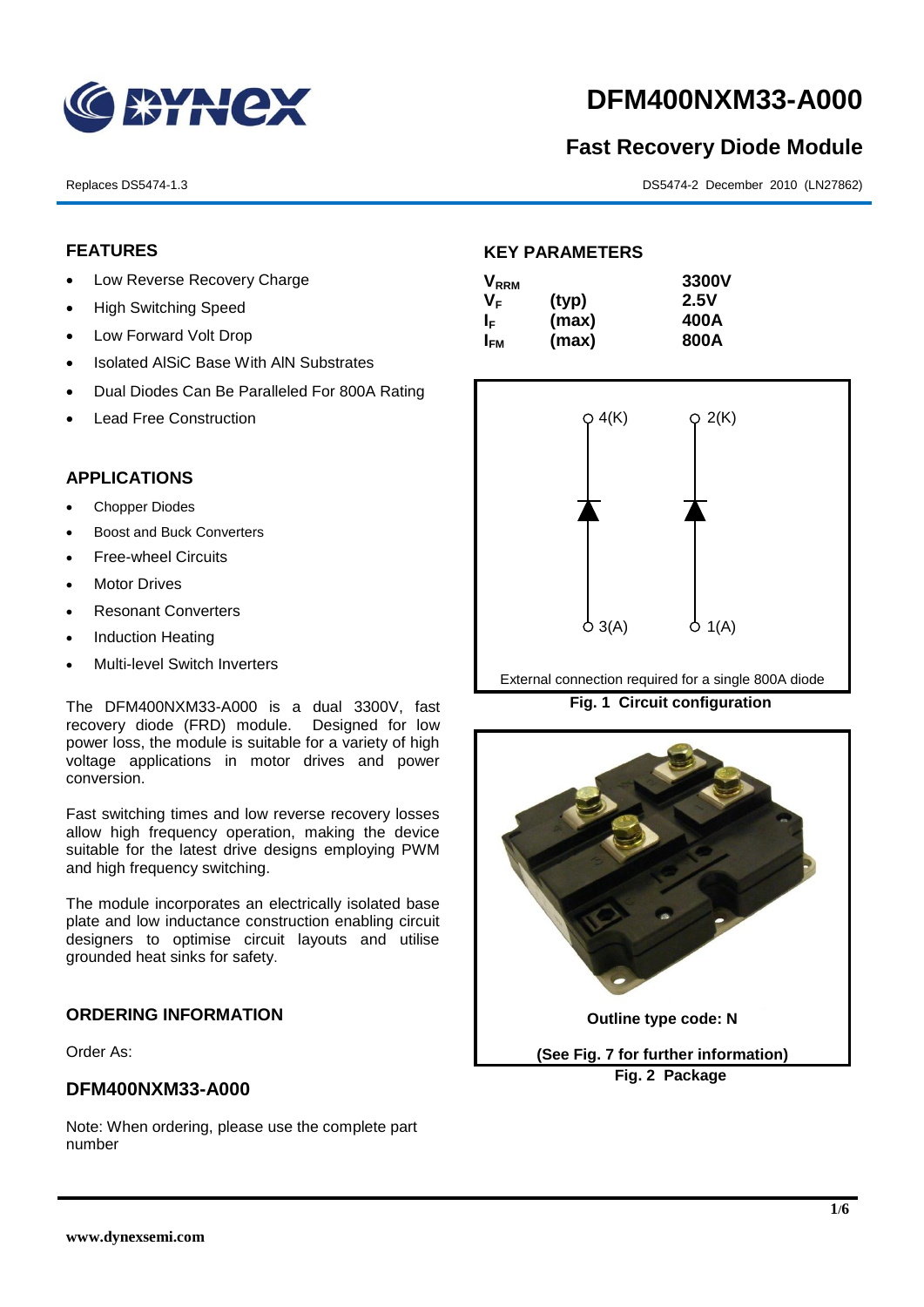# DFM400NXM33-A000

## Fast Recovery Diode Module

Replaces DS5474-1.3

DS5474-2 December 2010 (LN27862)

### FEATURES

- Low Reverse Recovery Charge
- High Switching Speed
- Low Forward Volt Drop
- Isolated AlSiC Base With AlN Substrates
- Dual Diodes Can Be Paralleled For 800A Rating
- Lead Free Construction

### APPLICATIONS

- Chopper Diodes
- Boost and Buck Converters
- Free-wheel Circuits
- Motor Drives
- Resonant Converters
- Induction Heating
- Multi-level Switch Inverters

The DFM400NXM33-A000 is a dual 3300V, fast recovery diode (FRD) module. Designed for low power loss, the module is suitable for a variety of high voltage applications in motor drives and power conversion.

Fast switching times and low reverse recovery losses allow high frequency operation, making the device suitable for the latest drive designs employing PWM and high frequency switching.

The module incorporates an electrically isolated base plate and low inductance construction enabling circuit designers to optimise circuit layouts and utilise grounded heat sinks for safety.

### ORDERING INFORMATION

Order As:

### DFM400NXM33-A000

Note: When ordering, please use the complete part number

### KEY PARAMETERS

| | | |
|---|---|---|
| $V_{RRM}$ | | 3300V |
| $V_F$ | (typ) | 2.5V |
| $I_F$ | (max) | 400A |
| $I_{FM}$ | (max) | 800A |

4(K) 2(K)

3(A) 1(A)

External connection required for a single 800A diode

**Fig. 1 Circuit configuration**

**Outline type code: N**

**(See Fig. 7 for further information)**

**Fig. 2 Package**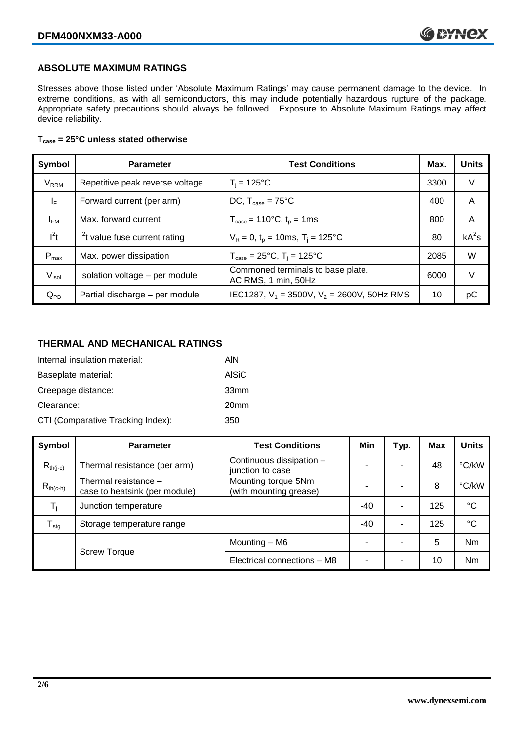## ABSOLUTE MAXIMUM RATINGS

Stresses above those listed under 'Absolute Maximum Ratings' may cause permanent damage to the device. In extreme conditions, as with all semiconductors, this may include potentially hazardous rupture of the package. Appropriate safety precautions should always be followed. Exposure to Absolute Maximum Ratings may affect device reliability.

**$T_{case}$ = 25°C unless stated otherwise**

| Symbol | Parameter | Test Conditions | Max. | Units |
|---|---|---|---|---|
| $V_{RRM}$ | Repetitive peak reverse voltage | $T_j$ = 125°C | 3300 | V |
| $I_F$ | Forward current (per arm) | DC, $T_{case}$ = 75°C | 400 | A |
| $I_{FM}$ | Max. forward current | $T_{case}$ = 110°C, $t_p$ = 1ms | 800 | A |
| $I^2t$ | $I^2t$ value fuse current rating | $V_R$ = 0, $t_p$ = 10ms, $T_j$ = 125°C | 80 | $kA^2s$ |
| $P_{max}$ | Max. power dissipation | $T_{case}$ = 25°C, $T_j$ = 125°C | 2085 | W |
| $V_{isol}$ | Isolation voltage – per module | Commoned terminals to base plate. AC RMS, 1 min, 50Hz | 6000 | V |
| $Q_{PD}$ | Partial discharge – per module | IEC1287, $V_1$ = 3500V, $V_2$ = 2600V, 50Hz RMS | 10 | pC |

## THERMAL AND MECHANICAL RATINGS

| | |
|---|---|
| Internal insulation material: | AlN |
| Baseplate material: | AlSiC |
| Creepage distance: | 33mm |
| Clearance: | 20mm |
| CTI (Comparative Tracking Index): | 350 |

| Symbol | Parameter | Test Conditions | Min | Typ. | Max | Units |
|---|---|---|---|---|---|---|
| $R_{th(j-c)}$ | Thermal resistance (per arm) | Continuous dissipation – junction to case | - | - | 48 | °C/kW |
| $R_{th(c-h)}$ | Thermal resistance – case to heatsink (per module) | Mounting torque 5Nm (with mounting grease) | - | - | 8 | °C/kW |
| $T_j$ | Junction temperature | | -40 | - | 125 | °C |
| $T_{stg}$ | Storage temperature range | | -40 | - | 125 | °C |
| | Screw Torque | Mounting – M6 | - | - | 5 | Nm |
| | | Electrical connections – M8 | - | - | 10 | Nm |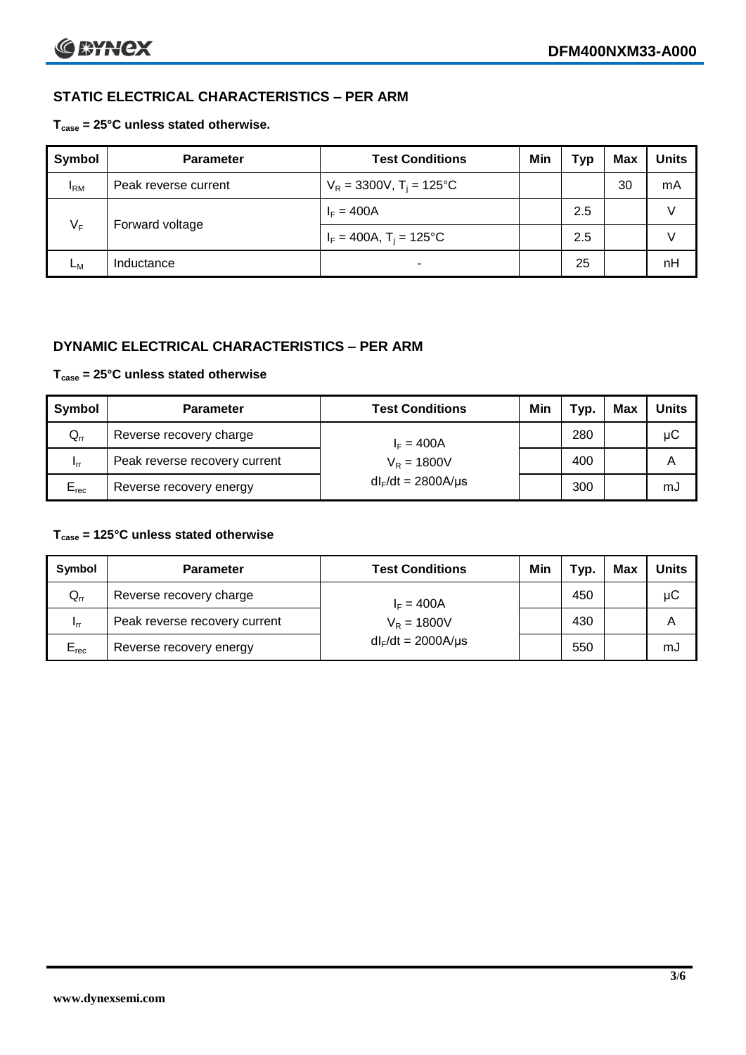## STATIC ELECTRICAL CHARACTERISTICS – PER ARM

**$T_{case}$ = 25°C unless stated otherwise.**

| Symbol | Parameter | Test Conditions | Min | Typ | Max | Units |
|---|---|---|---|---|---|---|
| $I_{RM}$ | Peak reverse current | $V_R$ = 3300V, $T_j$ = 125°C | | | 30 | mA |
| $V_F$ | Forward voltage | $I_F$ = 400A | | 2.5 | | V |
| | | $I_F$ = 400A, $T_j$ = 125°C | | 2.5 | | V |
| $L_M$ | Inductance | - | | 25 | | nH |

## DYNAMIC ELECTRICAL CHARACTERISTICS – PER ARM

**$T_{case}$ = 25°C unless stated otherwise**

| Symbol | Parameter | Test Conditions | Min | Typ. | Max | Units |
|---|---|---|---|---|---|---|
| $Q_{rr}$ | Reverse recovery charge | $I_F$ = 400A | | 280 | | μC |
| $I_{rr}$ | Peak reverse recovery current | $V_R$ = 1800V | | 400 | | A |
| $E_{rec}$ | Reverse recovery energy | $dI_F/dt$ = 2800A/μs | | 300 | | mJ |

**$T_{case}$ = 125°C unless stated otherwise**

| Symbol | Parameter | Test Conditions | Min | Typ. | Max | Units |
|---|---|---|---|---|---|---|
| $Q_{rr}$ | Reverse recovery charge | $I_F$ = 400A | | 450 | | μC |
| $I_{rr}$ | Peak reverse recovery current | $V_R$ = 1800V | | 430 | | A |
| $E_{rec}$ | Reverse recovery energy | $dI_F/dt$ = 2000A/μs | | 550 | | mJ |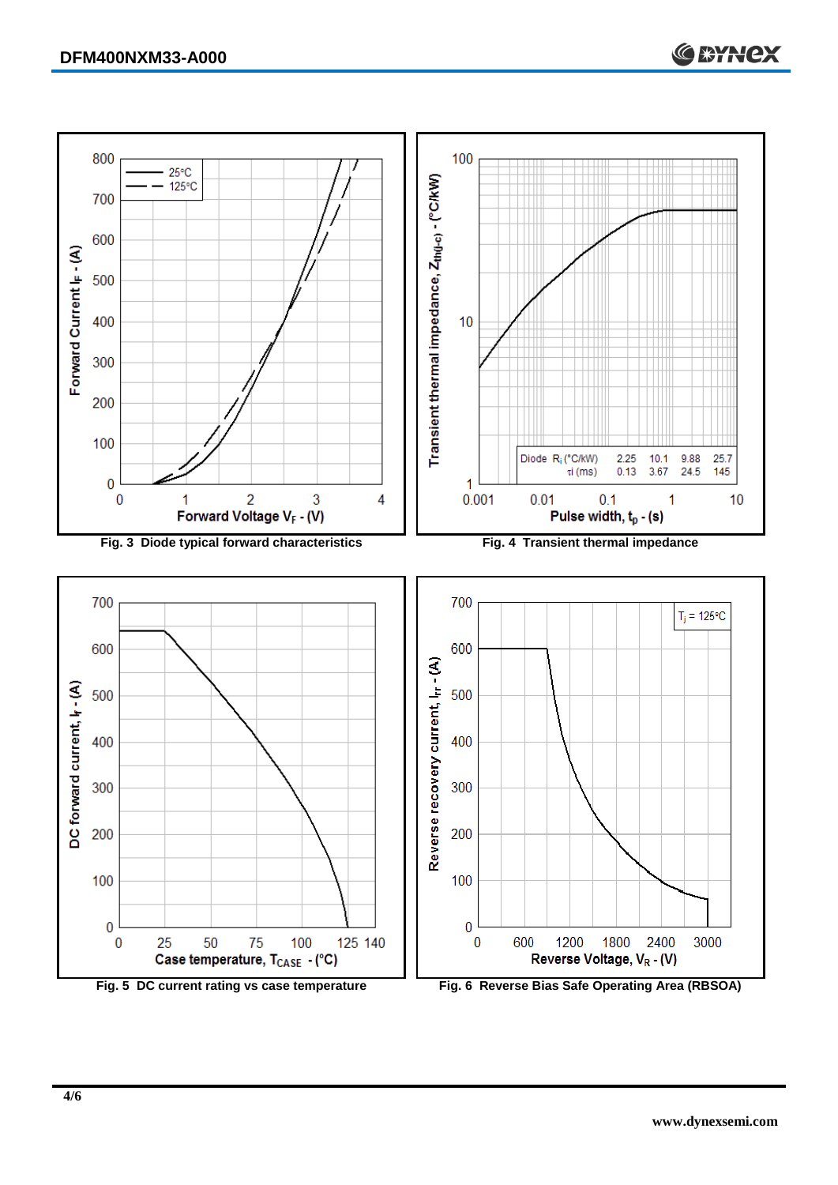Fig. 3 Diode typical forward characteristics

Fig. 4 Transient thermal impedance

| Diode | | | | |
|---|---|---|---|---|
| $R_i$ (°C/kW) | 2.25 | 10.1 | 9.88 | 25.7 |
| τi (ms) | 0.13 | 3.67 | 24.5 | 145 |

Fig. 5 DC current rating vs case temperature

Fig. 6 Reverse Bias Safe Operating Area (RBSOA)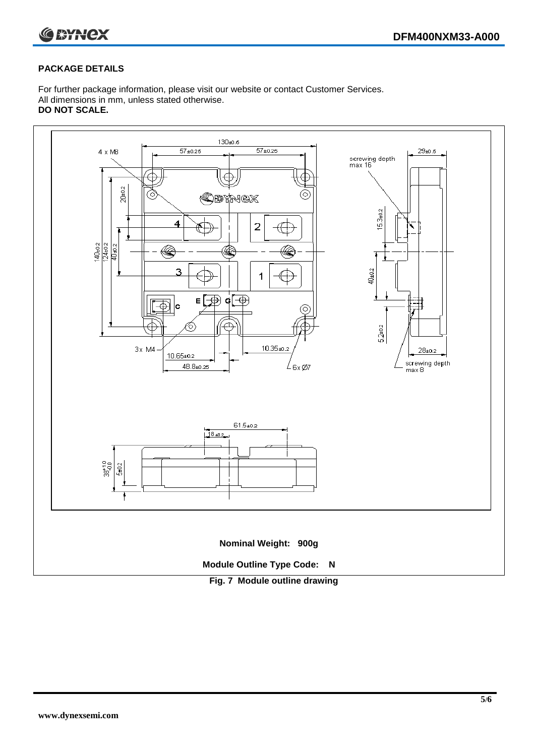## PACKAGE DETAILS

For further package information, please visit our website or contact Customer Services.
All dimensions in mm, unless stated otherwise.
**DO NOT SCALE.**

**Nominal Weight: 900g**

**Module Outline Type Code: N**

**Fig. 7 Module outline drawing**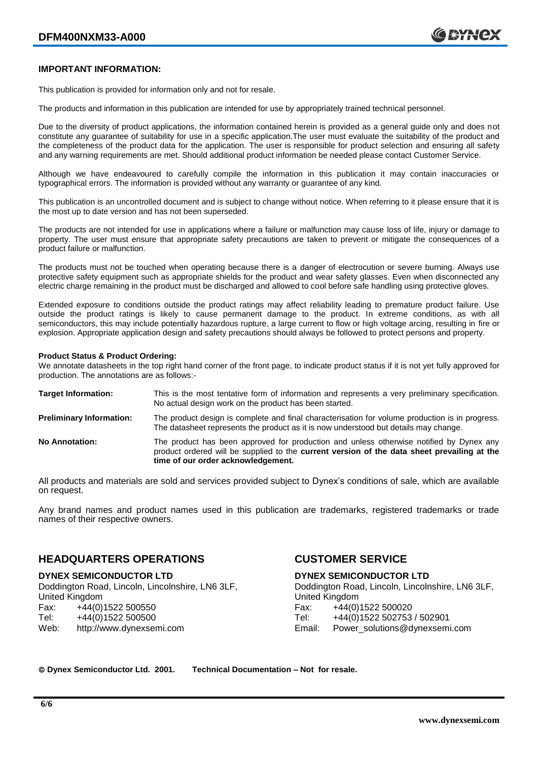**IMPORTANT INFORMATION:**

This publication is provided for information only and not for resale.

The products and information in this publication are intended for use by appropriately trained technical personnel.

Due to the diversity of product applications, the information contained herein is provided as a general guide only and does not constitute any guarantee of suitability for use in a specific application.The user must evaluate the suitability of the product and the completeness of the product data for the application. The user is responsible for product selection and ensuring all safety and any warning requirements are met. Should additional product information be needed please contact Customer Service.

Although we have endeavoured to carefully compile the information in this publication it may contain inaccuracies or typographical errors. The information is provided without any warranty or guarantee of any kind.

This publication is an uncontrolled document and is subject to change without notice. When referring to it please ensure that it is the most up to date version and has not been superseded.

The products are not intended for use in applications where a failure or malfunction may cause loss of life, injury or damage to property. The user must ensure that appropriate safety precautions are taken to prevent or mitigate the consequences of a product failure or malfunction.

The products must not be touched when operating because there is a danger of electrocution or severe burning. Always use protective safety equipment such as appropriate shields for the product and wear safety glasses. Even when disconnected any electric charge remaining in the product must be discharged and allowed to cool before safe handling using protective gloves.

Extended exposure to conditions outside the product ratings may affect reliability leading to premature product failure. Use outside the product ratings is likely to cause permanent damage to the product. In extreme conditions, as with all semiconductors, this may include potentially hazardous rupture, a large current to flow or high voltage arcing, resulting in fire or explosion. Appropriate application design and safety precautions should always be followed to protect persons and property.

**Product Status & Product Ordering:**

We annotate datasheets in the top right hand corner of the front page, to indicate product status if it is not yet fully approved for production. The annotations are as follows:-

| | |
|---|---|
| **Target Information:** | This is the most tentative form of information and represents a very preliminary specification. No actual design work on the product has been started. |
| **Preliminary Information:** | The product design is complete and final characterisation for volume production is in progress. The datasheet represents the product as it is now understood but details may change. |
| **No Annotation:** | The product has been approved for production and unless otherwise notified by Dynex any product ordered will be supplied to the **current version of the data sheet prevailing at the time of our order acknowledgement.** |

All products and materials are sold and services provided subject to Dynex's conditions of sale, which are available on request.

Any brand names and product names used in this publication are trademarks, registered trademarks or trade names of their respective owners.

## HEADQUARTERS OPERATIONS

**DYNEX SEMICONDUCTOR LTD**

Doddington Road, Lincoln, Lincolnshire, LN6 3LF,
United Kingdom
Fax: +44(0)1522 500550
Tel: +44(0)1522 500500
Web: http://www.dynexsemi.com

## CUSTOMER SERVICE

**DYNEX SEMICONDUCTOR LTD**

Doddington Road, Lincoln, Lincolnshire, LN6 3LF,
United Kingdom
Fax: +44(0)1522 500020
Tel: +44(0)1522 502753 / 502901
Email: Power_solutions@dynexsemi.com

**© Dynex Semiconductor Ltd. 2001. Technical Documentation – Not for resale.**